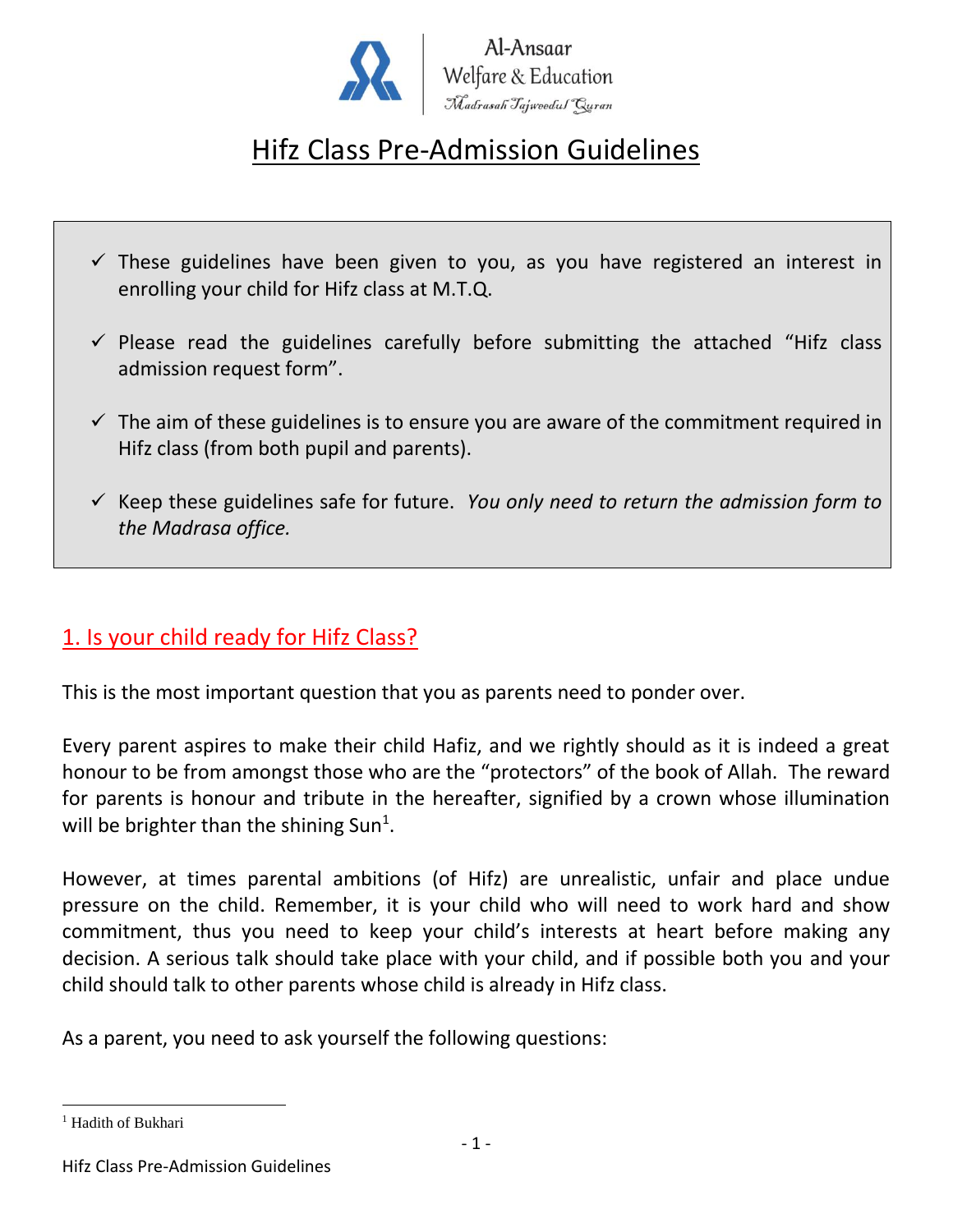Al-Ansaar
Welfare & Education
*Madrasah Tajweedul Quran*

# Hifz Class Pre-Admission Guidelines

- ✓ These guidelines have been given to you, as you have registered an interest in enrolling your child for Hifz class at M.T.Q.
- ✓ Please read the guidelines carefully before submitting the attached “Hifz class admission request form”.
- ✓ The aim of these guidelines is to ensure you are aware of the commitment required in Hifz class (from both pupil and parents).
- ✓ Keep these guidelines safe for future. *You only need to return the admission form to the Madrasa office.*

## 1. Is your child ready for Hifz Class?

This is the most important question that you as parents need to ponder over.

Every parent aspires to make their child Hafiz, and we rightly should as it is indeed a great honour to be from amongst those who are the “protectors” of the book of Allah. The reward for parents is honour and tribute in the hereafter, signified by a crown whose illumination will be brighter than the shining Sun[1].

However, at times parental ambitions (of Hifz) are unrealistic, unfair and place undue pressure on the child. Remember, it is your child who will need to work hard and show commitment, thus you need to keep your child’s interests at heart before making any decision. A serious talk should take place with your child, and if possible both you and your child should talk to other parents whose child is already in Hifz class.

As a parent, you need to ask yourself the following questions:

[1] Hadith of Bukhari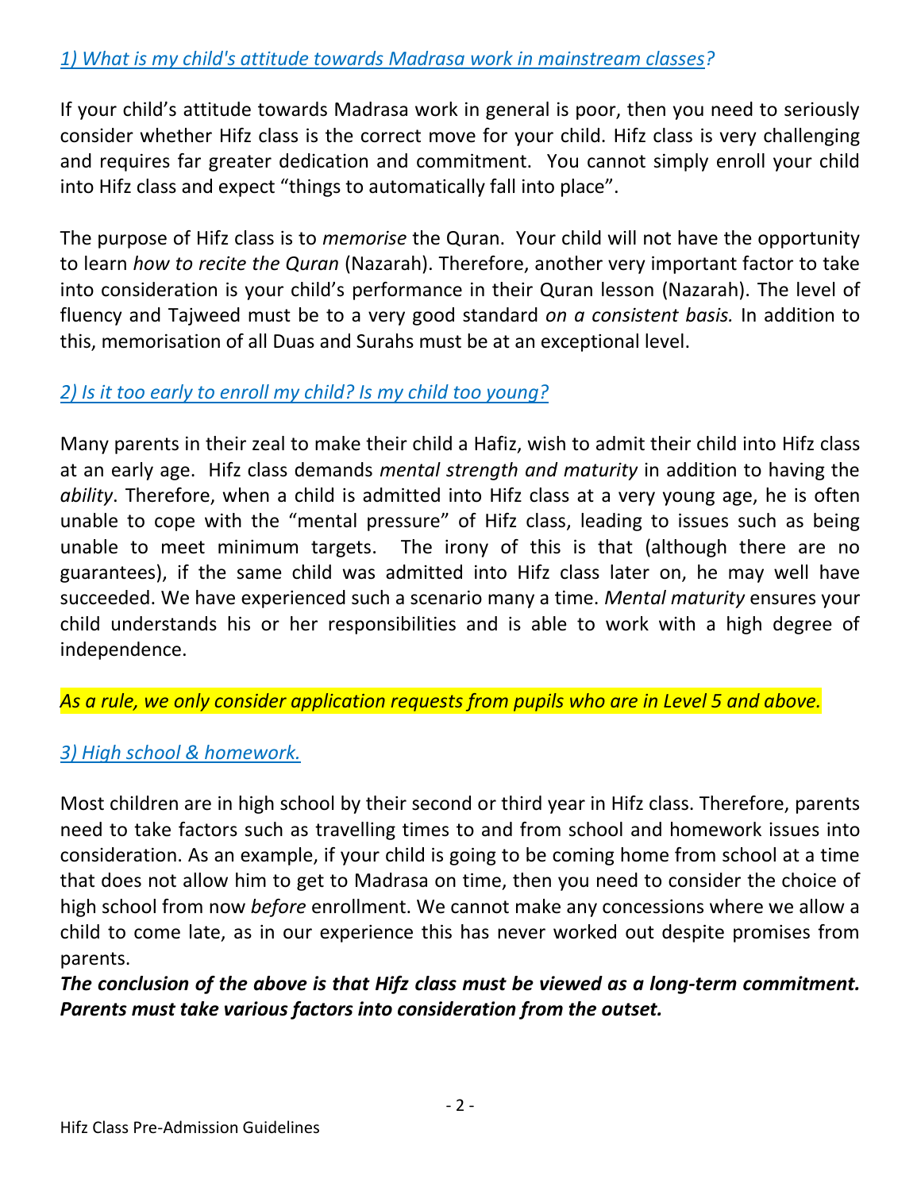### *1) What is my child's attitude towards Madrasa work in mainstream classes?*

If your child's attitude towards Madrasa work in general is poor, then you need to seriously consider whether Hifz class is the correct move for your child. Hifz class is very challenging and requires far greater dedication and commitment. You cannot simply enroll your child into Hifz class and expect "things to automatically fall into place".

The purpose of Hifz class is to *memorise* the Quran. Your child will not have the opportunity to learn *how to recite the Quran* (Nazarah). Therefore, another very important factor to take into consideration is your child's performance in their Quran lesson (Nazarah). The level of fluency and Tajweed must be to a very good standard *on a consistent basis.* In addition to this, memorisation of all Duas and Surahs must be at an exceptional level.

### *2) Is it too early to enroll my child? Is my child too young?*

Many parents in their zeal to make their child a Hafiz, wish to admit their child into Hifz class at an early age. Hifz class demands *mental strength and maturity* in addition to having the *ability*. Therefore, when a child is admitted into Hifz class at a very young age, he is often unable to cope with the "mental pressure" of Hifz class, leading to issues such as being unable to meet minimum targets. The irony of this is that (although there are no guarantees), if the same child was admitted into Hifz class later on, he may well have succeeded. We have experienced such a scenario many a time. *Mental maturity* ensures your child understands his or her responsibilities and is able to work with a high degree of independence.

*As a rule, we only consider application requests from pupils who are in Level 5 and above.*

### *3) High school & homework.*

Most children are in high school by their second or third year in Hifz class. Therefore, parents need to take factors such as travelling times to and from school and homework issues into consideration. As an example, if your child is going to be coming home from school at a time that does not allow him to get to Madrasa on time, then you need to consider the choice of high school from now *before* enrollment. We cannot make any concessions where we allow a child to come late, as in our experience this has never worked out despite promises from parents.

***The conclusion of the above is that Hifz class must be viewed as a long-term commitment. Parents must take various factors into consideration from the outset.***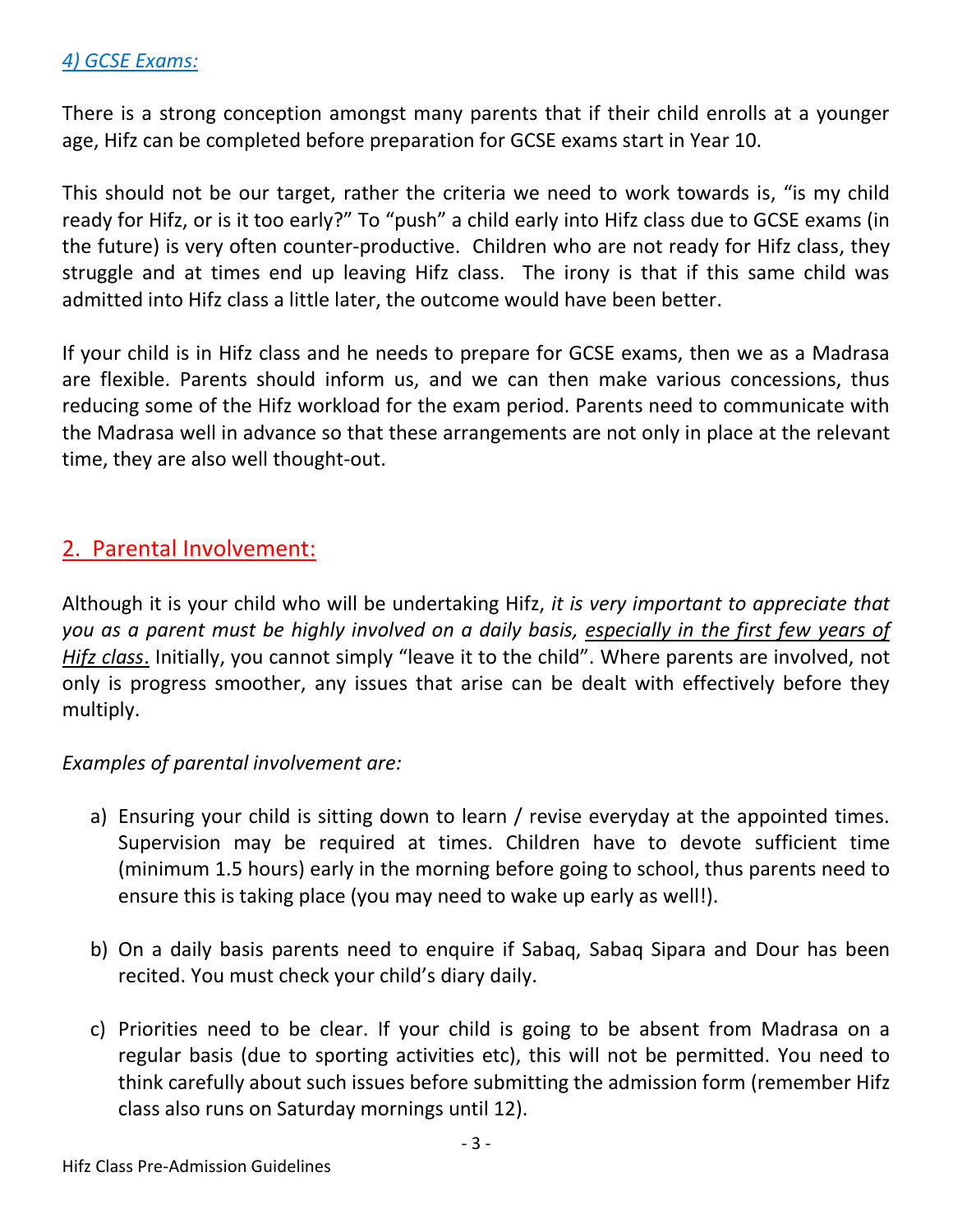### *4) GCSE Exams:*

There is a strong conception amongst many parents that if their child enrolls at a younger age, Hifz can be completed before preparation for GCSE exams start in Year 10.

This should not be our target, rather the criteria we need to work towards is, "is my child ready for Hifz, or is it too early?" To "push" a child early into Hifz class due to GCSE exams (in the future) is very often counter-productive. Children who are not ready for Hifz class, they struggle and at times end up leaving Hifz class. The irony is that if this same child was admitted into Hifz class a little later, the outcome would have been better.

If your child is in Hifz class and he needs to prepare for GCSE exams, then we as a Madrasa are flexible. Parents should inform us, and we can then make various concessions, thus reducing some of the Hifz workload for the exam period. Parents need to communicate with the Madrasa well in advance so that these arrangements are not only in place at the relevant time, they are also well thought-out.

## 2. Parental Involvement:

Although it is your child who will be undertaking Hifz, *it is very important to appreciate that you as a parent must be highly involved on a daily basis, especially in the first few years of Hifz class*. Initially, you cannot simply "leave it to the child". Where parents are involved, not only is progress smoother, any issues that arise can be dealt with effectively before they multiply.

*Examples of parental involvement are:*

a) Ensuring your child is sitting down to learn / revise everyday at the appointed times. Supervision may be required at times. Children have to devote sufficient time (minimum 1.5 hours) early in the morning before going to school, thus parents need to ensure this is taking place (you may need to wake up early as well!).

b) On a daily basis parents need to enquire if Sabaq, Sabaq Sipara and Dour has been recited. You must check your child's diary daily.

c) Priorities need to be clear. If your child is going to be absent from Madrasa on a regular basis (due to sporting activities etc), this will not be permitted. You need to think carefully about such issues before submitting the admission form (remember Hifz class also runs on Saturday mornings until 12).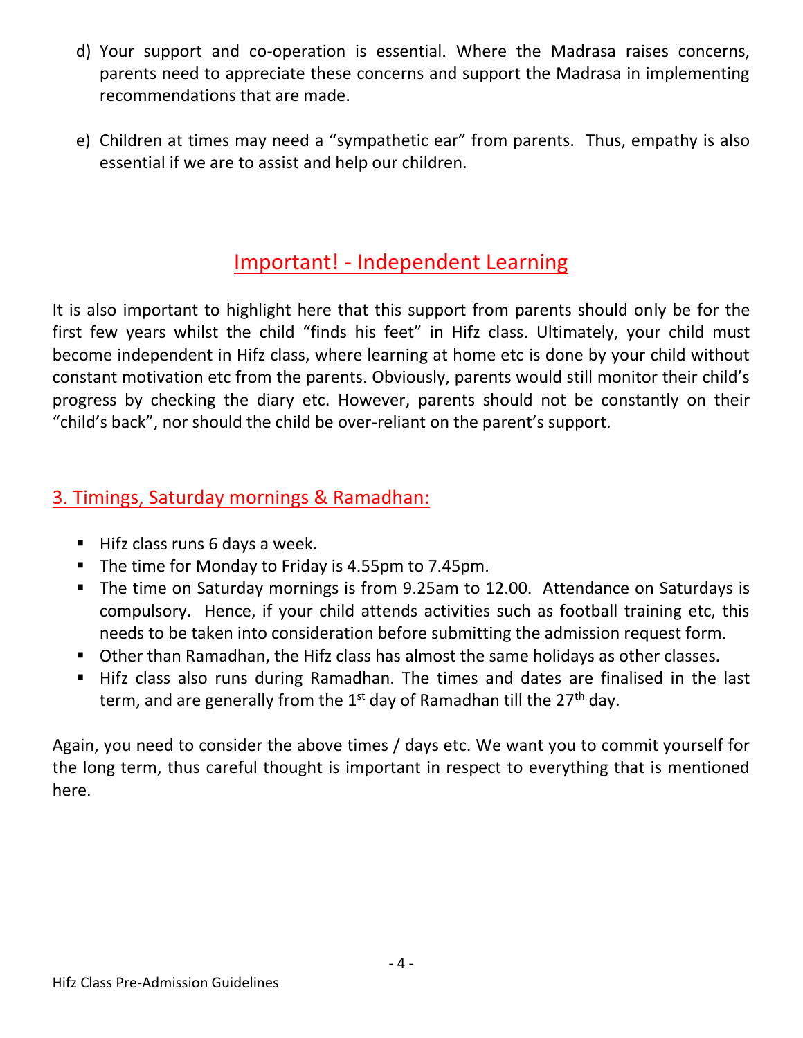d) Your support and co-operation is essential. Where the Madrasa raises concerns, parents need to appreciate these concerns and support the Madrasa in implementing recommendations that are made.

e) Children at times may need a "sympathetic ear" from parents. Thus, empathy is also essential if we are to assist and help our children.

## Important! - Independent Learning

It is also important to highlight here that this support from parents should only be for the first few years whilst the child "finds his feet" in Hifz class. Ultimately, your child must become independent in Hifz class, where learning at home etc is done by your child without constant motivation etc from the parents. Obviously, parents would still monitor their child's progress by checking the diary etc. However, parents should not be constantly on their "child's back", nor should the child be over-reliant on the parent's support.

## 3. Timings, Saturday mornings & Ramadhan:

- Hifz class runs 6 days a week.
- The time for Monday to Friday is 4.55pm to 7.45pm.
- The time on Saturday mornings is from 9.25am to 12.00. Attendance on Saturdays is compulsory. Hence, if your child attends activities such as football training etc, this needs to be taken into consideration before submitting the admission request form.
- Other than Ramadhan, the Hifz class has almost the same holidays as other classes.
- Hifz class also runs during Ramadhan. The times and dates are finalised in the last term, and are generally from the 1st day of Ramadhan till the 27th day.

Again, you need to consider the above times / days etc. We want you to commit yourself for the long term, thus careful thought is important in respect to everything that is mentioned here.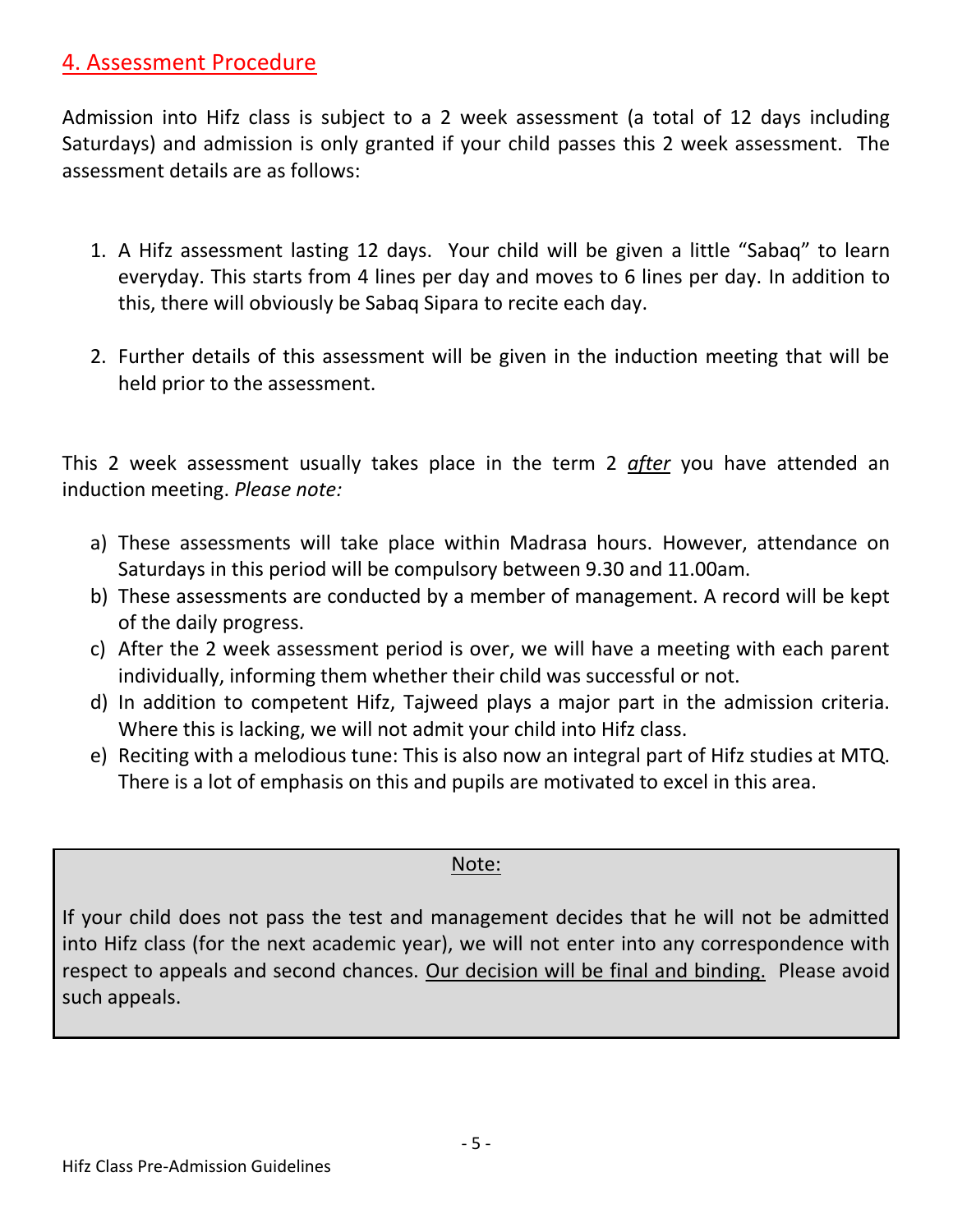## 4. Assessment Procedure

Admission into Hifz class is subject to a 2 week assessment (a total of 12 days including Saturdays) and admission is only granted if your child passes this 2 week assessment. The assessment details are as follows:

1. A Hifz assessment lasting 12 days. Your child will be given a little "Sabaq" to learn everyday. This starts from 4 lines per day and moves to 6 lines per day. In addition to this, there will obviously be Sabaq Sipara to recite each day.
2. Further details of this assessment will be given in the induction meeting that will be held prior to the assessment.

This 2 week assessment usually takes place in the term 2 ***after*** you have attended an induction meeting. *Please note:*

a) These assessments will take place within Madrasa hours. However, attendance on Saturdays in this period will be compulsory between 9.30 and 11.00am.
b) These assessments are conducted by a member of management. A record will be kept of the daily progress.
c) After the 2 week assessment period is over, we will have a meeting with each parent individually, informing them whether their child was successful or not.
d) In addition to competent Hifz, Tajweed plays a major part in the admission criteria. Where this is lacking, we will not admit your child into Hifz class.
e) Reciting with a melodious tune: This is also now an integral part of Hifz studies at MTQ. There is a lot of emphasis on this and pupils are motivated to excel in this area.

> Note:
>
> If your child does not pass the test and management decides that he will not be admitted into Hifz class (for the next academic year), we will not enter into any correspondence with respect to appeals and second chances. Our decision will be final and binding. Please avoid such appeals.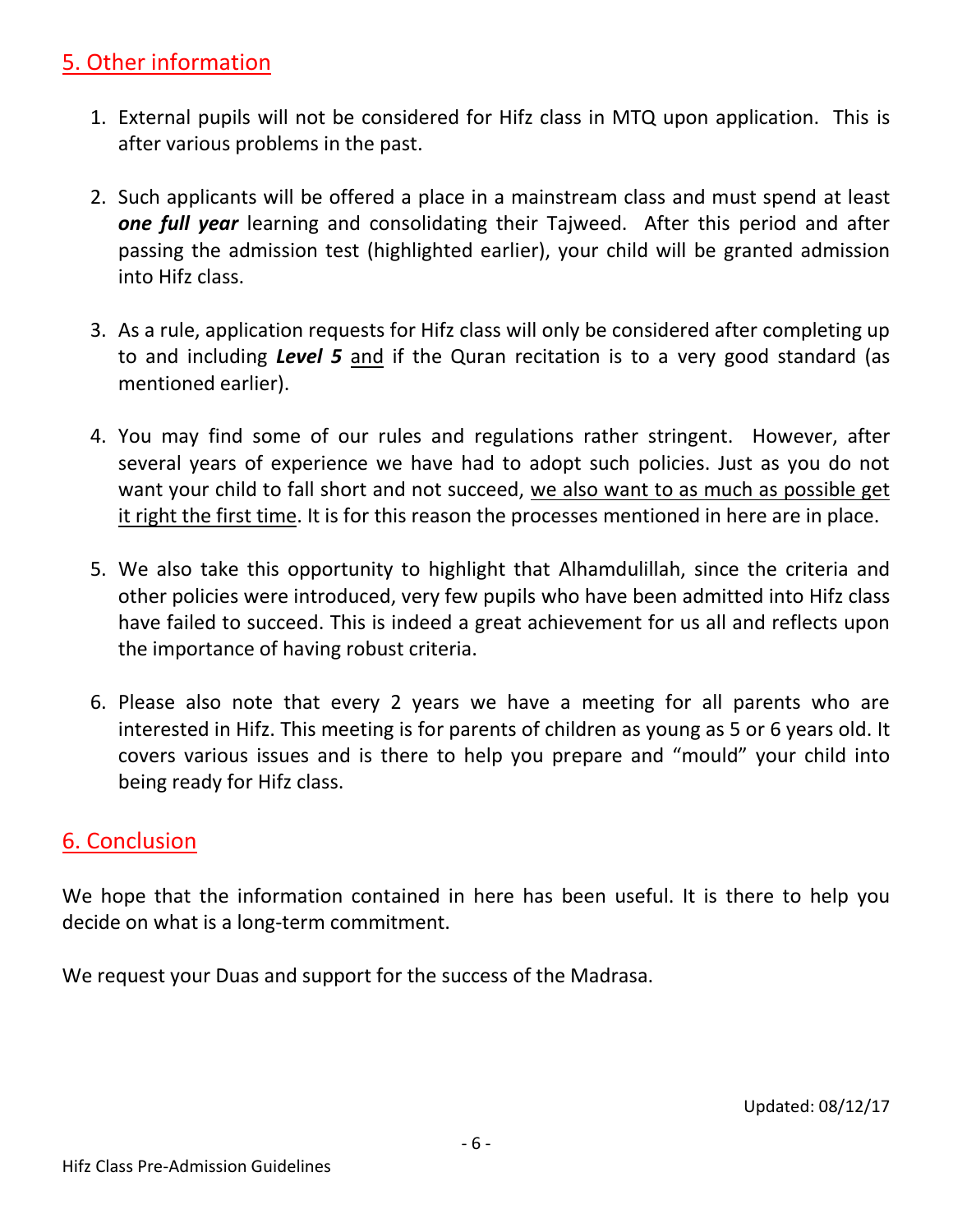## 5. Other information

1. External pupils will not be considered for Hifz class in MTQ upon application. This is after various problems in the past.

2. Such applicants will be offered a place in a mainstream class and must spend at least ***one full year*** learning and consolidating their Tajweed. After this period and after passing the admission test (highlighted earlier), your child will be granted admission into Hifz class.

3. As a rule, application requests for Hifz class will only be considered after completing up to and including ***Level 5*** and if the Quran recitation is to a very good standard (as mentioned earlier).

4. You may find some of our rules and regulations rather stringent. However, after several years of experience we have had to adopt such policies. Just as you do not want your child to fall short and not succeed, we also want to as much as possible get it right the first time. It is for this reason the processes mentioned in here are in place.

5. We also take this opportunity to highlight that Alhamdulillah, since the criteria and other policies were introduced, very few pupils who have been admitted into Hifz class have failed to succeed. This is indeed a great achievement for us all and reflects upon the importance of having robust criteria.

6. Please also note that every 2 years we have a meeting for all parents who are interested in Hifz. This meeting is for parents of children as young as 5 or 6 years old. It covers various issues and is there to help you prepare and "mould" your child into being ready for Hifz class.

## 6. Conclusion

We hope that the information contained in here has been useful. It is there to help you decide on what is a long-term commitment.

We request your Duas and support for the success of the Madrasa.

Updated: 08/12/17